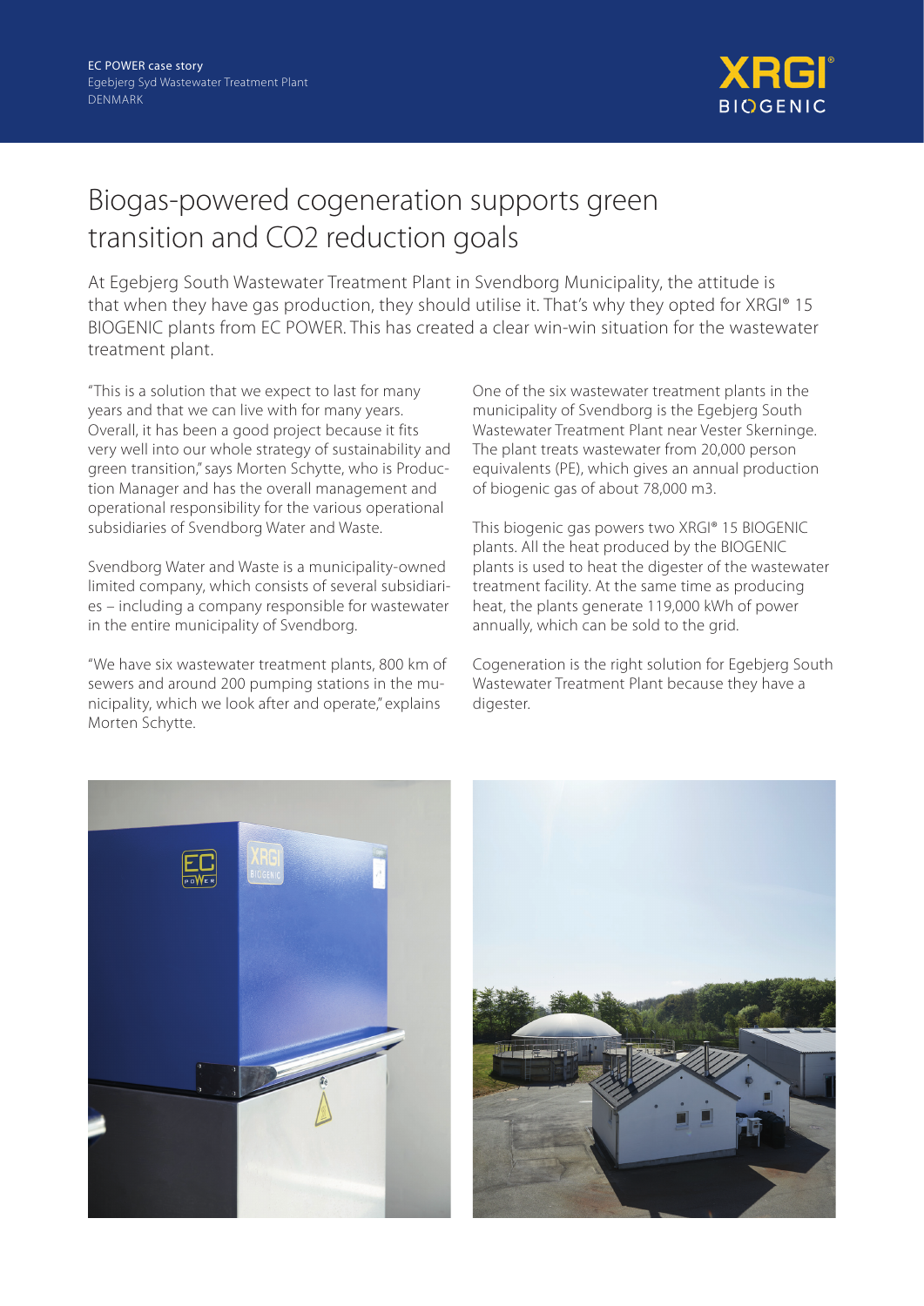EC POWER case story
Egebjerg Syd Wastewater Treatment Plant
DENMARK

# Biogas-powered cogeneration supports green transition and CO2 reduction goals

At Egebjerg South Wastewater Treatment Plant in Svendborg Municipality, the attitude is that when they have gas production, they should utilise it. That's why they opted for XRGI® 15 BIOGENIC plants from EC POWER. This has created a clear win-win situation for the wastewater treatment plant.

"This is a solution that we expect to last for many years and that we can live with for many years. Overall, it has been a good project because it fits very well into our whole strategy of sustainability and green transition," says Morten Schytte, who is Production Manager and has the overall management and operational responsibility for the various operational subsidiaries of Svendborg Water and Waste.

Svendborg Water and Waste is a municipality-owned limited company, which consists of several subsidiaries – including a company responsible for wastewater in the entire municipality of Svendborg.

"We have six wastewater treatment plants, 800 km of sewers and around 200 pumping stations in the municipality, which we look after and operate," explains Morten Schytte.

One of the six wastewater treatment plants in the municipality of Svendborg is the Egebjerg South Wastewater Treatment Plant near Vester Skerninge. The plant treats wastewater from 20,000 person equivalents (PE), which gives an annual production of biogenic gas of about 78,000 m3.

This biogenic gas powers two XRGI® 15 BIOGENIC plants. All the heat produced by the BIOGENIC plants is used to heat the digester of the wastewater treatment facility. At the same time as producing heat, the plants generate 119,000 kWh of power annually, which can be sold to the grid.

Cogeneration is the right solution for Egebjerg South Wastewater Treatment Plant because they have a digester.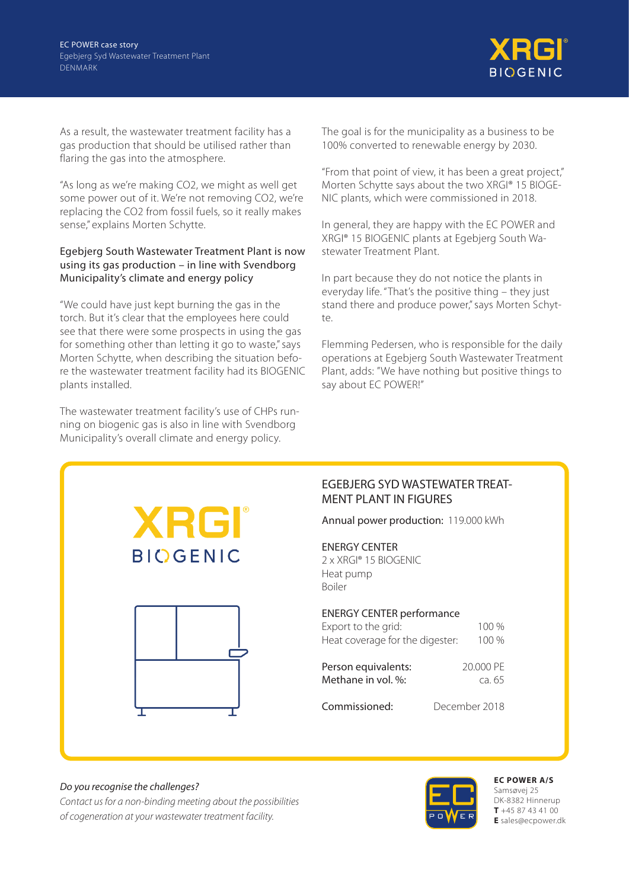As a result, the wastewater treatment facility has a gas production that should be utilised rather than flaring the gas into the atmosphere.

"As long as we're making $CO_2$, we might as well get some power out of it. We're not removing $CO_2$, we're replacing the $CO_2$ from fossil fuels, so it really makes sense," explains Morten Schytte.

### Egebjerg South Wastewater Treatment Plant is now using its gas production – in line with Svendborg Municipality's climate and energy policy

"We could have just kept burning the gas in the torch. But it's clear that the employees here could see that there were some prospects in using the gas for something other than letting it go to waste," says Morten Schytte, when describing the situation before the wastewater treatment facility had its BIOGENIC plants installed.

The wastewater treatment facility's use of CHPs running on biogenic gas is also in line with Svendborg Municipality's overall climate and energy policy.

The goal is for the municipality as a business to be 100% converted to renewable energy by 2030.

"From that point of view, it has been a great project," Morten Schytte says about the two XRGI® 15 BIOGENIC plants, which were commissioned in 2018.

In general, they are happy with the EC POWER and XRGI® 15 BIOGENIC plants at Egebjerg South Wastewater Treatment Plant.

In part because they do not notice the plants in everyday life. "That's the positive thing – they just stand there and produce power," says Morten Schytte.

Flemming Pedersen, who is responsible for the daily operations at Egebjerg South Wastewater Treatment Plant, adds: "We have nothing but positive things to say about EC POWER!"

XRGI® BIOGENIC

## EGEBJERG SYD WASTEWATER TREATMENT PLANT IN FIGURES

Annual power production: 119.000 kWh

ENERGY CENTER
2 x XRGI® 15 BIOGENIC
Heat pump
Boiler

| ENERGY CENTER performance | |
|---|---|
| Export to the grid: | 100 % |
| Heat coverage for the digester: | 100 % |

| | |
|---|---|
| Person equivalents: | 20.000 PE |
| Methane in vol. %: | ca. 65 |
| Commissioned: | December 2018 |

*Do you recognise the challenges?*
*Contact us for a non-binding meeting about the possibilities of cogeneration at your wastewater treatment facility.*

**EC POWER A/S**
Samsøvej 25
DK-8382 Hinnerup
**T** +45 87 43 41 00
**E** sales@ecpower.dk